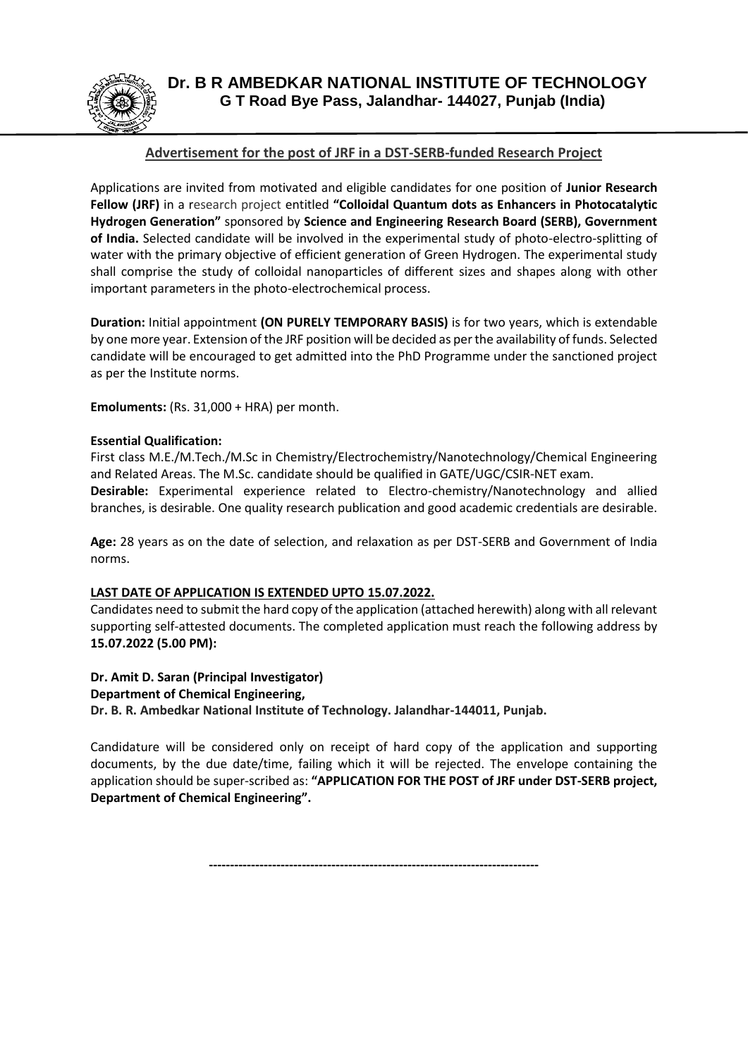# Dr. B R AMBEDKAR NATIONAL INSTITUTE OF TECHNOLOGY

**G T Road Bye Pass, Jalandhar- 144027, Punjab (India)**

## Advertisement for the post of JRF in a DST-SERB-funded Research Project

Applications are invited from motivated and eligible candidates for one position of **Junior Research Fellow (JRF)** in a research project entitled **"Colloidal Quantum dots as Enhancers in Photocatalytic Hydrogen Generation"** sponsored by **Science and Engineering Research Board (SERB), Government of India.** Selected candidate will be involved in the experimental study of photo-electro-splitting of water with the primary objective of efficient generation of Green Hydrogen. The experimental study shall comprise the study of colloidal nanoparticles of different sizes and shapes along with other important parameters in the photo-electrochemical process.

**Duration:** Initial appointment **(ON PURELY TEMPORARY BASIS)** is for two years, which is extendable by one more year. Extension of the JRF position will be decided as per the availability of funds. Selected candidate will be encouraged to get admitted into the PhD Programme under the sanctioned project as per the Institute norms.

**Emoluments:** (Rs. 31,000 + HRA) per month.

**Essential Qualification:**
First class M.E./M.Tech./M.Sc in Chemistry/Electrochemistry/Nanotechnology/Chemical Engineering and Related Areas. The M.Sc. candidate should be qualified in GATE/UGC/CSIR-NET exam.
**Desirable:** Experimental experience related to Electro-chemistry/Nanotechnology and allied branches, is desirable. One quality research publication and good academic credentials are desirable.

**Age:** 28 years as on the date of selection, and relaxation as per DST-SERB and Government of India norms.

**LAST DATE OF APPLICATION IS EXTENDED UPTO 15.07.2022.**
Candidates need to submit the hard copy of the application (attached herewith) along with all relevant supporting self-attested documents. The completed application must reach the following address by **15.07.2022 (5.00 PM):**

**Dr. Amit D. Saran (Principal Investigator)**
**Department of Chemical Engineering,**
**Dr. B. R. Ambedkar National Institute of Technology. Jalandhar-144011, Punjab.**

Candidature will be considered only on receipt of hard copy of the application and supporting documents, by the due date/time, failing which it will be rejected. The envelope containing the application should be super-scribed as: **"APPLICATION FOR THE POST of JRF under DST-SERB project, Department of Chemical Engineering".**

-------------------------------------------------------------------------------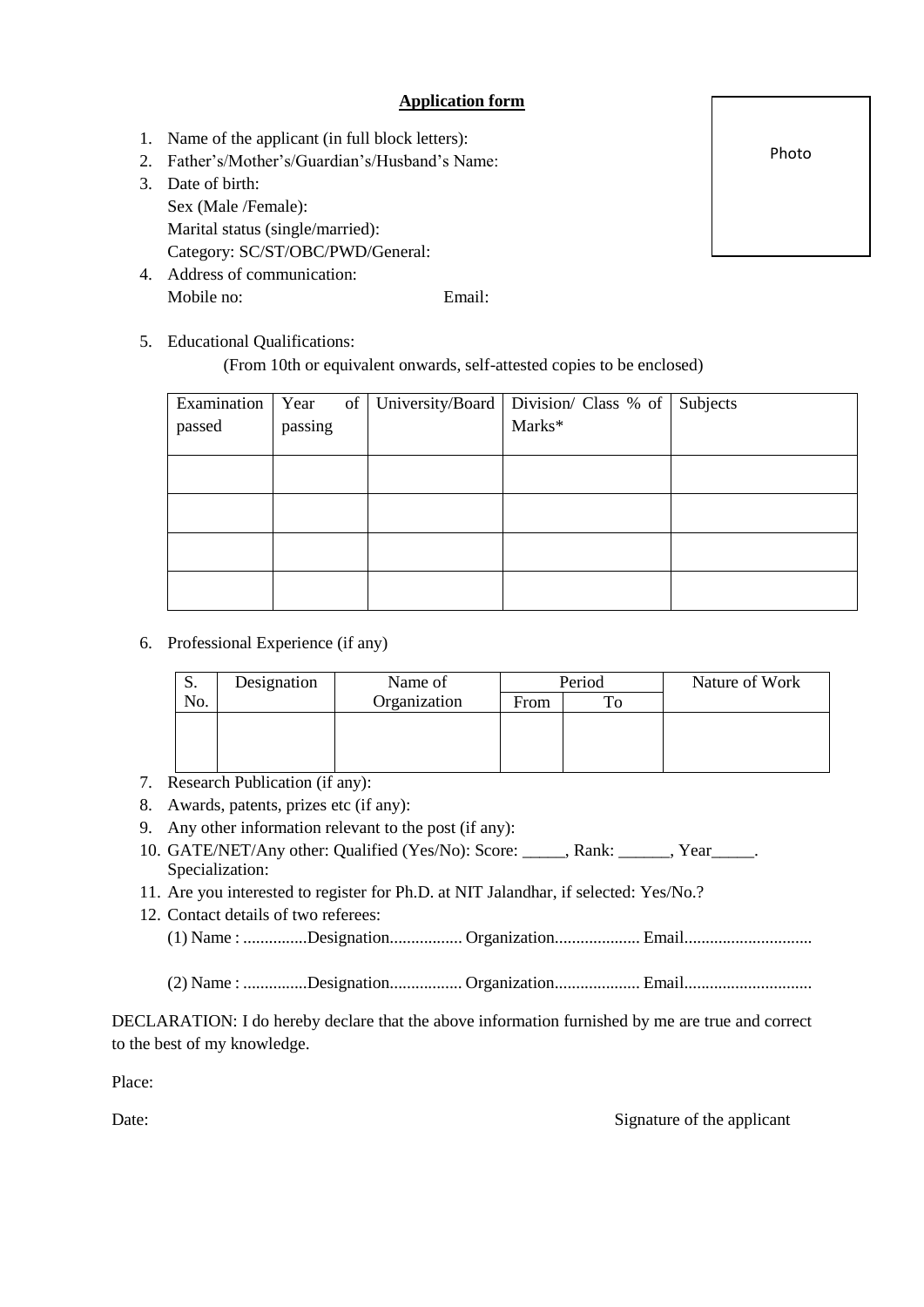**Application form**

Photo

1. Name of the applicant (in full block letters):
2. Father's/Mother's/Guardian's/Husband's Name:
3. Date of birth:
   Sex (Male /Female):
   Marital status (single/married):
   Category: SC/ST/OBC/PWD/General:
4. Address of communication:
   Mobile no: Email:
5. Educational Qualifications:
   (From 10th or equivalent onwards, self-attested copies to be enclosed)

| Examination passed | Year of passing | University/Board | Division/ Class % of Marks* | Subjects |
|---|---|---|---|---|
| | | | | |
| | | | | |
| | | | | |
| | | | | |

6. Professional Experience (if any)

| S. No. | Designation | Name of Organization | Period | | Nature of Work |
|---|---|---|---|---|---|
| | | | From | To | |
| | | | | | |

7. Research Publication (if any):
8. Awards, patents, prizes etc (if any):
9. Any other information relevant to the post (if any):
10. GATE/NET/Any other: Qualified (Yes/No): Score: _____, Rank: ______, Year_____.
    Specialization:
11. Are you interested to register for Ph.D. at NIT Jalandhar, if selected: Yes/No.?
12. Contact details of two referees:
    (1) Name : ...............Designation................. Organization.................... Email.............................

    (2) Name : ...............Designation................. Organization.................... Email.............................

DECLARATION: I do hereby declare that the above information furnished by me are true and correct to the best of my knowledge.

Place:

Date: Signature of the applicant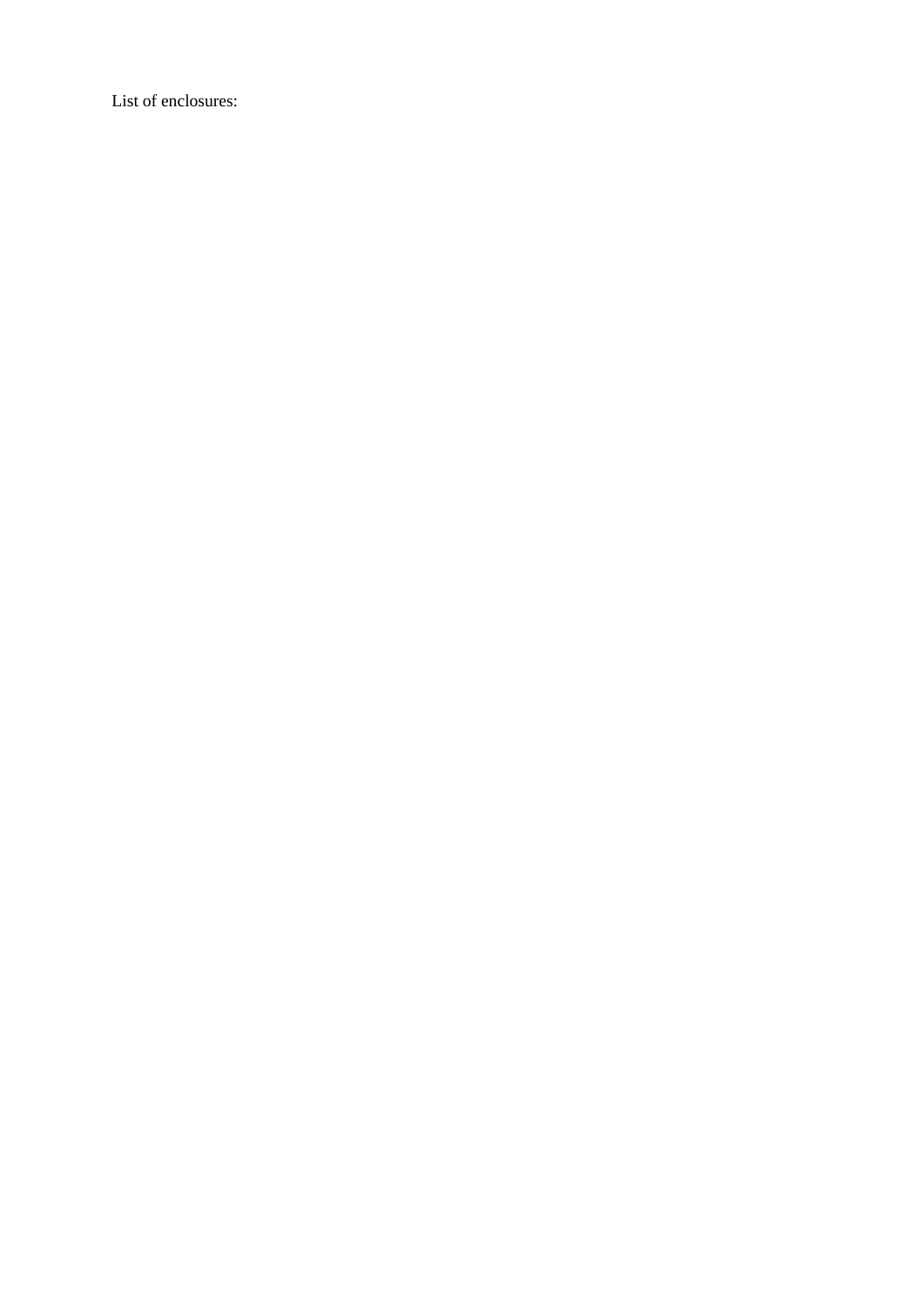List of enclosures: